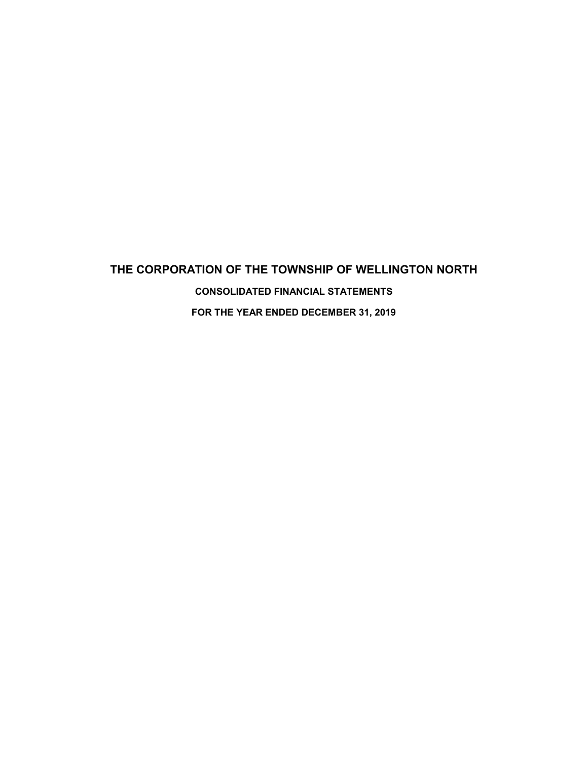# THE CORPORATION OF THE TOWNSHIP OF WELLINGTON NORTH

**CONSOLIDATED FINANCIAL STATEMENTS**

**FOR THE YEAR ENDED DECEMBER 31, 2019**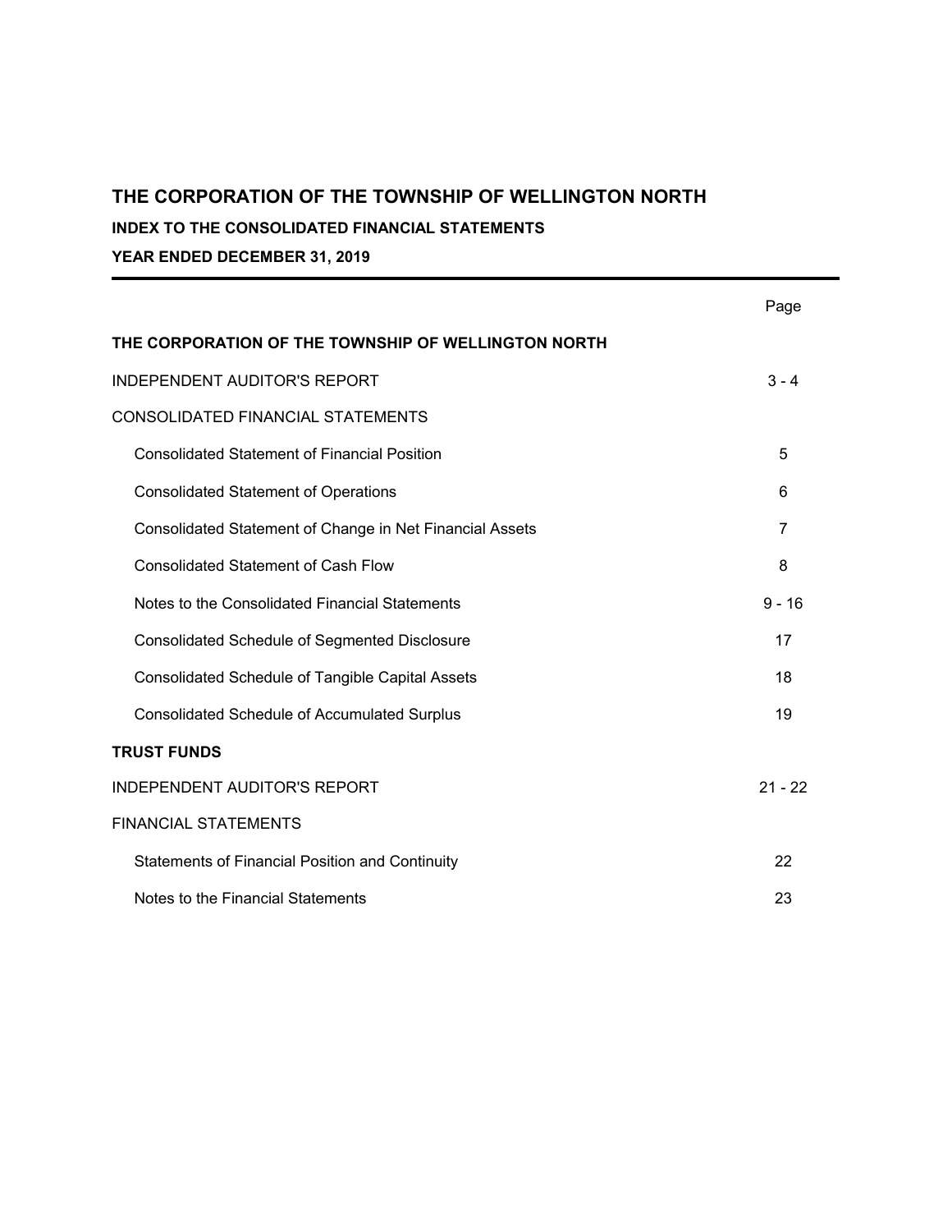# THE CORPORATION OF THE TOWNSHIP OF WELLINGTON NORTH

## INDEX TO THE CONSOLIDATED FINANCIAL STATEMENTS

## YEAR ENDED DECEMBER 31, 2019

| | Page |
|---|---|
| **THE CORPORATION OF THE TOWNSHIP OF WELLINGTON NORTH** | |
| INDEPENDENT AUDITOR'S REPORT | 3 - 4 |
| CONSOLIDATED FINANCIAL STATEMENTS | |
| Consolidated Statement of Financial Position | 5 |
| Consolidated Statement of Operations | 6 |
| Consolidated Statement of Change in Net Financial Assets | 7 |
| Consolidated Statement of Cash Flow | 8 |
| Notes to the Consolidated Financial Statements | 9 - 16 |
| Consolidated Schedule of Segmented Disclosure | 17 |
| Consolidated Schedule of Tangible Capital Assets | 18 |
| Consolidated Schedule of Accumulated Surplus | 19 |
| **TRUST FUNDS** | |
| INDEPENDENT AUDITOR'S REPORT | 21 - 22 |
| FINANCIAL STATEMENTS | |
| Statements of Financial Position and Continuity | 22 |
| Notes to the Financial Statements | 23 |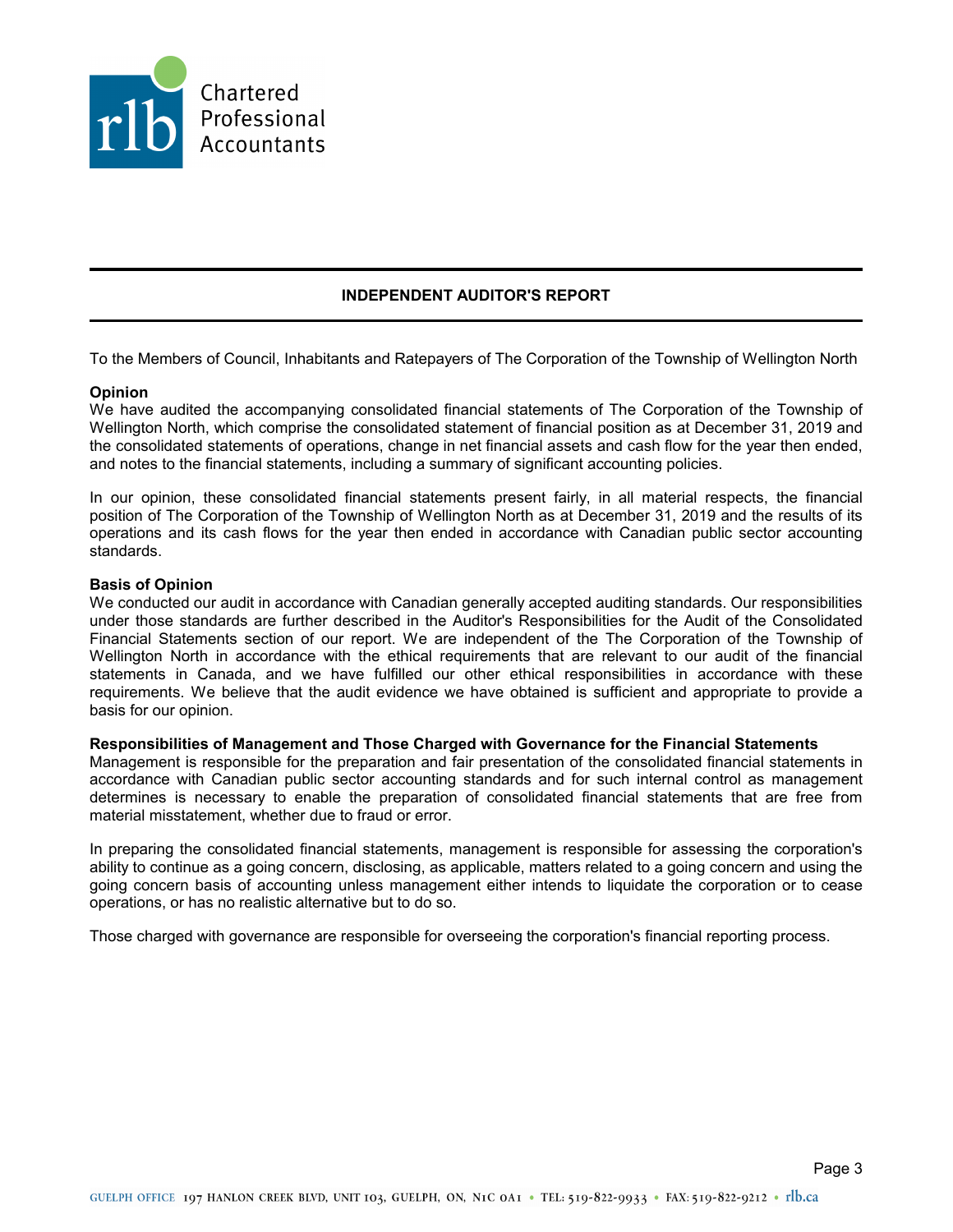Chartered Professional Accountants

## INDEPENDENT AUDITOR'S REPORT

To the Members of Council, Inhabitants and Ratepayers of The Corporation of the Township of Wellington North

**Opinion**

We have audited the accompanying consolidated financial statements of The Corporation of the Township of Wellington North, which comprise the consolidated statement of financial position as at December 31, 2019 and the consolidated statements of operations, change in net financial assets and cash flow for the year then ended, and notes to the financial statements, including a summary of significant accounting policies.

In our opinion, these consolidated financial statements present fairly, in all material respects, the financial position of The Corporation of the Township of Wellington North as at December 31, 2019 and the results of its operations and its cash flows for the year then ended in accordance with Canadian public sector accounting standards.

**Basis of Opinion**

We conducted our audit in accordance with Canadian generally accepted auditing standards. Our responsibilities under those standards are further described in the Auditor's Responsibilities for the Audit of the Consolidated Financial Statements section of our report. We are independent of the The Corporation of the Township of Wellington North in accordance with the ethical requirements that are relevant to our audit of the financial statements in Canada, and we have fulfilled our other ethical responsibilities in accordance with these requirements. We believe that the audit evidence we have obtained is sufficient and appropriate to provide a basis for our opinion.

**Responsibilities of Management and Those Charged with Governance for the Financial Statements**

Management is responsible for the preparation and fair presentation of the consolidated financial statements in accordance with Canadian public sector accounting standards and for such internal control as management determines is necessary to enable the preparation of consolidated financial statements that are free from material misstatement, whether due to fraud or error.

In preparing the consolidated financial statements, management is responsible for assessing the corporation's ability to continue as a going concern, disclosing, as applicable, matters related to a going concern and using the going concern basis of accounting unless management either intends to liquidate the corporation or to cease operations, or has no realistic alternative but to do so.

Those charged with governance are responsible for overseeing the corporation's financial reporting process.

GUELPH OFFICE 197 HANLON CREEK BLVD, UNIT 103, GUELPH, ON, N1C 0A1 • TEL: 519-822-9933 • FAX: 519-822-9212 • rlb.ca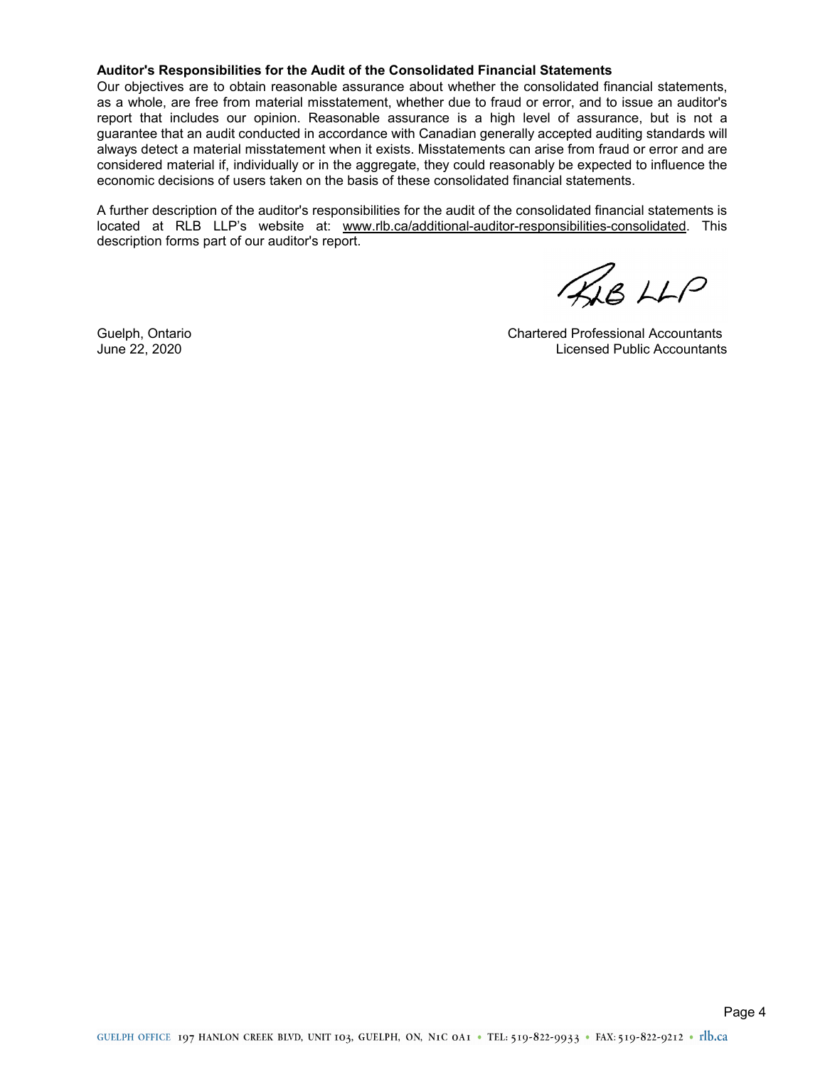**Auditor's Responsibilities for the Audit of the Consolidated Financial Statements**

Our objectives are to obtain reasonable assurance about whether the consolidated financial statements, as a whole, are free from material misstatement, whether due to fraud or error, and to issue an auditor's report that includes our opinion. Reasonable assurance is a high level of assurance, but is not a guarantee that an audit conducted in accordance with Canadian generally accepted auditing standards will always detect a material misstatement when it exists. Misstatements can arise from fraud or error and are considered material if, individually or in the aggregate, they could reasonably be expected to influence the economic decisions of users taken on the basis of these consolidated financial statements.

A further description of the auditor's responsibilities for the audit of the consolidated financial statements is located at RLB LLP's website at: www.rlb.ca/additional-auditor-responsibilities-consolidated. This description forms part of our auditor's report.

RLB LLP

Guelph, Ontario
June 22, 2020

Chartered Professional Accountants
Licensed Public Accountants

GUELPH OFFICE 197 HANLON CREEK BLVD, UNIT 103, GUELPH, ON, N1C 0A1 • TEL: 519-822-9933 • FAX: 519-822-9212 • rlb.ca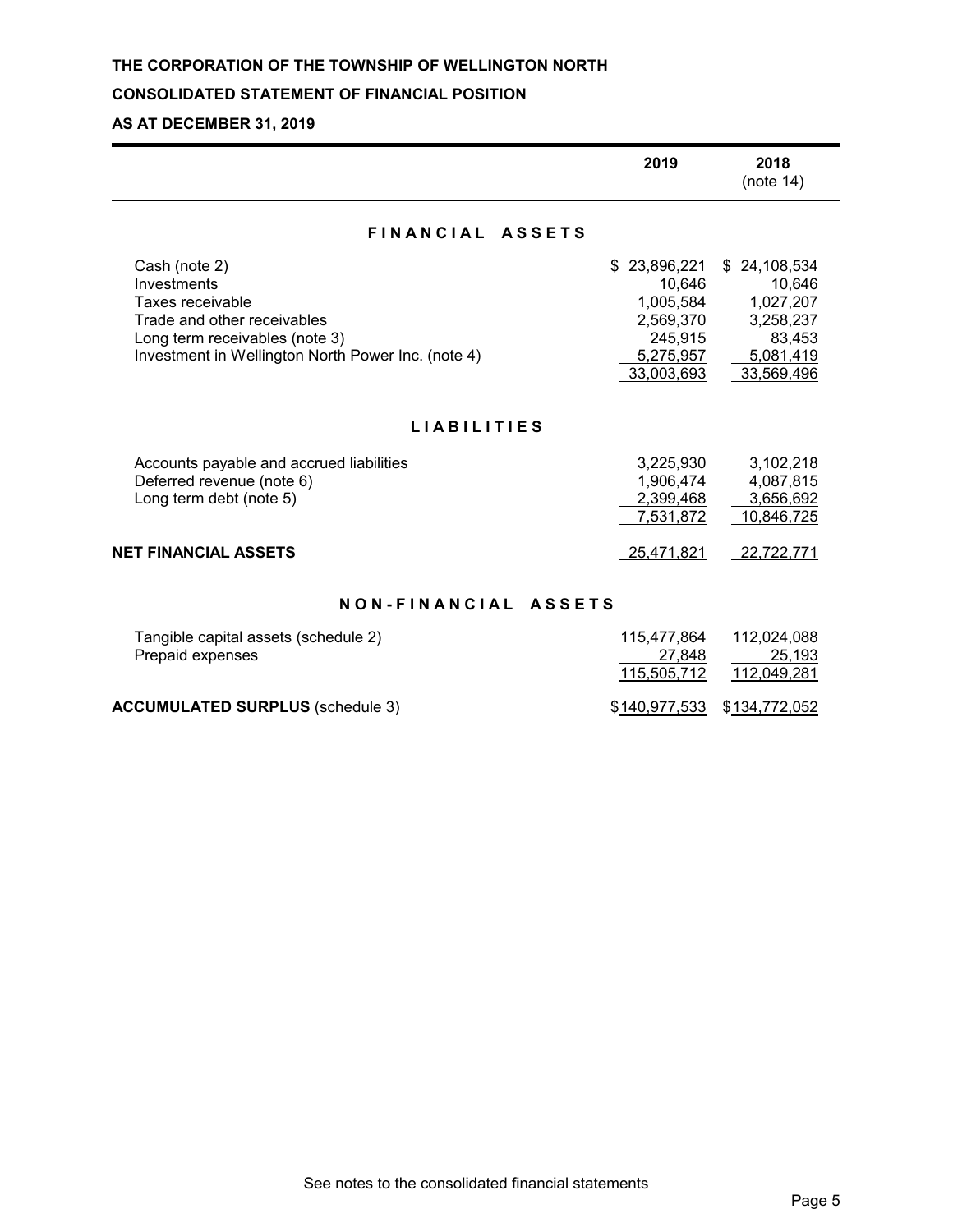**THE CORPORATION OF THE TOWNSHIP OF WELLINGTON NORTH**

**CONSOLIDATED STATEMENT OF FINANCIAL POSITION**

**AS AT DECEMBER 31, 2019**

| | 2019 | 2018 (note 14) |
|---|---|---|
| **FINANCIAL ASSETS** | | |
| Cash (note 2) | $ 23,896,221 | $ 24,108,534 |
| Investments | 10,646 | 10,646 |
| Taxes receivable | 1,005,584 | 1,027,207 |
| Trade and other receivables | 2,569,370 | 3,258,237 |
| Long term receivables (note 3) | 245,915 | 83,453 |
| Investment in Wellington North Power Inc. (note 4) | 5,275,957 | 5,081,419 |
| | 33,003,693 | 33,569,496 |
| **LIABILITIES** | | |
| Accounts payable and accrued liabilities | 3,225,930 | 3,102,218 |
| Deferred revenue (note 6) | 1,906,474 | 4,087,815 |
| Long term debt (note 5) | 2,399,468 | 3,656,692 |
| | 7,531,872 | 10,846,725 |
| **NET FINANCIAL ASSETS** | 25,471,821 | 22,722,771 |
| **NON-FINANCIAL ASSETS** | | |
| Tangible capital assets (schedule 2) | 115,477,864 | 112,024,088 |
| Prepaid expenses | 27,848 | 25,193 |
| | 115,505,712 | 112,049,281 |
| **ACCUMULATED SURPLUS** (schedule 3) | $140,977,533 | $134,772,052 |

See notes to the consolidated financial statements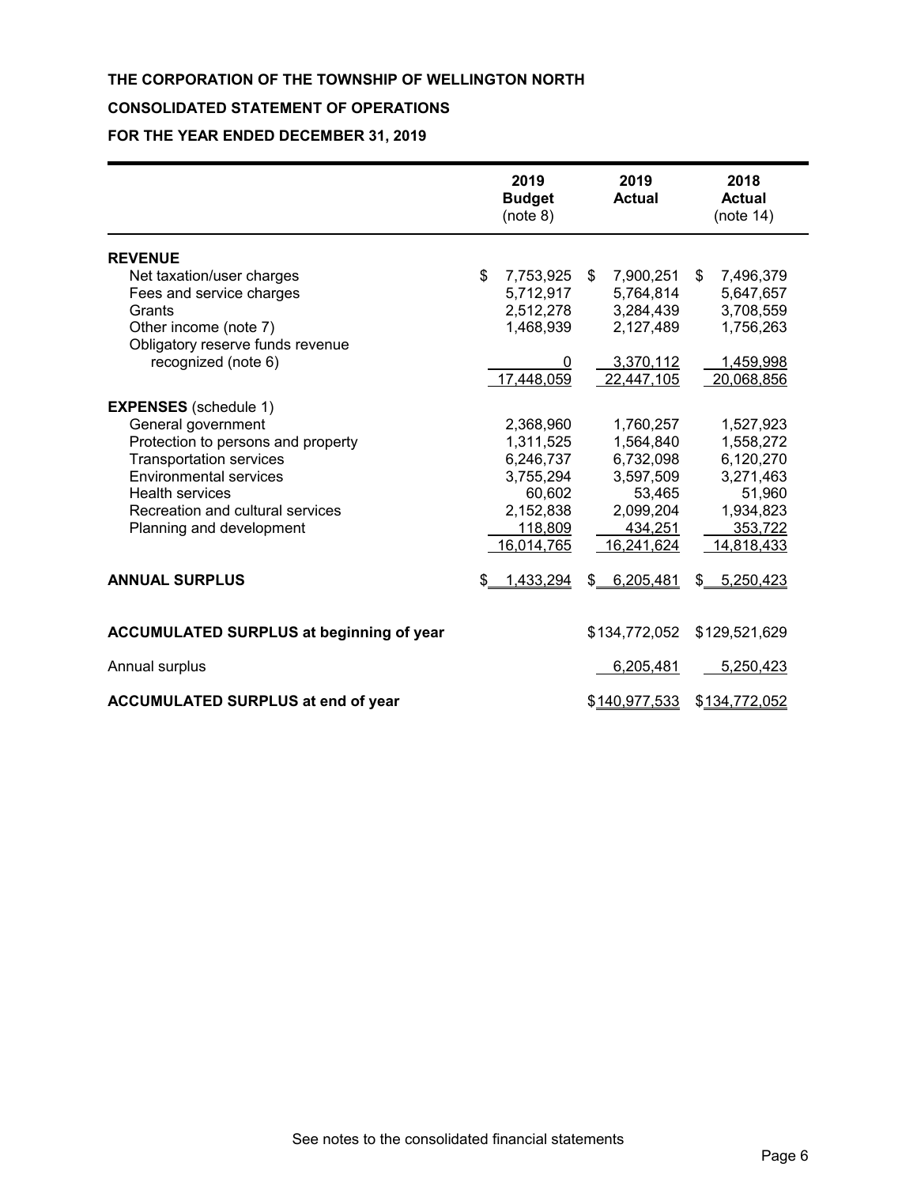**THE CORPORATION OF THE TOWNSHIP OF WELLINGTON NORTH**

**CONSOLIDATED STATEMENT OF OPERATIONS**

**FOR THE YEAR ENDED DECEMBER 31, 2019**

| | 2019 Budget (note 8) | 2019 Actual | 2018 Actual (note 14) |
|---|---|---|---|
| **REVENUE** | | | |
| Net taxation/user charges | $ 7,753,925 | $ 7,900,251 | $ 7,496,379 |
| Fees and service charges | 5,712,917 | 5,764,814 | 5,647,657 |
| Grants | 2,512,278 | 3,284,439 | 3,708,559 |
| Other income (note 7) | 1,468,939 | 2,127,489 | 1,756,263 |
| Obligatory reserve funds revenue recognized (note 6) | 0 | 3,370,112 | 1,459,998 |
| | 17,448,059 | 22,447,105 | 20,068,856 |
| **EXPENSES** (schedule 1) | | | |
| General government | 2,368,960 | 1,760,257 | 1,527,923 |
| Protection to persons and property | 1,311,525 | 1,564,840 | 1,558,272 |
| Transportation services | 6,246,737 | 6,732,098 | 6,120,270 |
| Environmental services | 3,755,294 | 3,597,509 | 3,271,463 |
| Health services | 60,602 | 53,465 | 51,960 |
| Recreation and cultural services | 2,152,838 | 2,099,204 | 1,934,823 |
| Planning and development | 118,809 | 434,251 | 353,722 |
| | 16,014,765 | 16,241,624 | 14,818,433 |
| **ANNUAL SURPLUS** | $ 1,433,294 | $ 6,205,481 | $ 5,250,423 |
| **ACCUMULATED SURPLUS at beginning of year** | | $134,772,052 | $129,521,629 |
| Annual surplus | | 6,205,481 | 5,250,423 |
| **ACCUMULATED SURPLUS at end of year** | | $140,977,533 | $134,772,052 |

See notes to the consolidated financial statements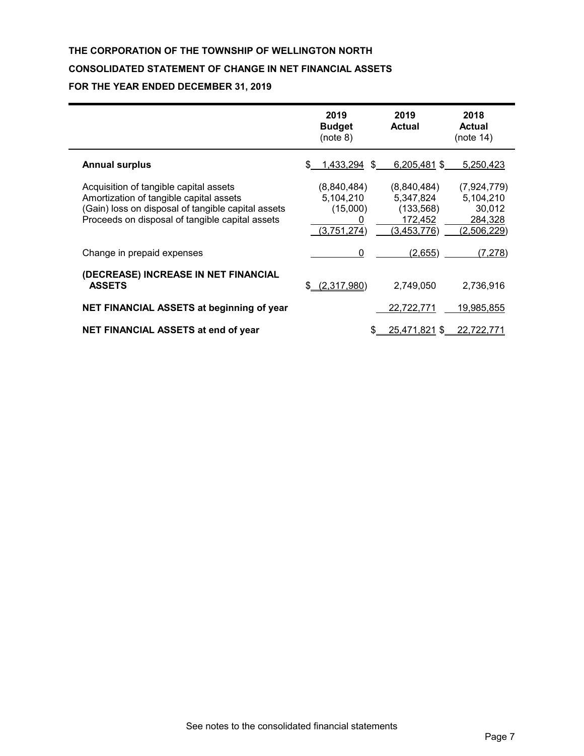**THE CORPORATION OF THE TOWNSHIP OF WELLINGTON NORTH**

**CONSOLIDATED STATEMENT OF CHANGE IN NET FINANCIAL ASSETS**

**FOR THE YEAR ENDED DECEMBER 31, 2019**

| | **2019 Budget** (note 8) | **2019 Actual** | **2018 Actual** (note 14) |
|---|---|---|---|
| **Annual surplus** | $ 1,433,294 | $ 6,205,481 | $ 5,250,423 |
| Acquisition of tangible capital assets | (8,840,484) | (8,840,484) | (7,924,779) |
| Amortization of tangible capital assets | 5,104,210 | 5,347,824 | 5,104,210 |
| (Gain) loss on disposal of tangible capital assets | (15,000) | (133,568) | 30,012 |
| Proceeds on disposal of tangible capital assets | 0 | 172,452 | 284,328 |
| | (3,751,274) | (3,453,776) | (2,506,229) |
| Change in prepaid expenses | 0 | (2,655) | (7,278) |
| **(DECREASE) INCREASE IN NET FINANCIAL ASSETS** | $ (2,317,980) | 2,749,050 | 2,736,916 |
| **NET FINANCIAL ASSETS at beginning of year** | | 22,722,771 | 19,985,855 |
| **NET FINANCIAL ASSETS at end of year** | | $ 25,471,821 | $ 22,722,771 |

See notes to the consolidated financial statements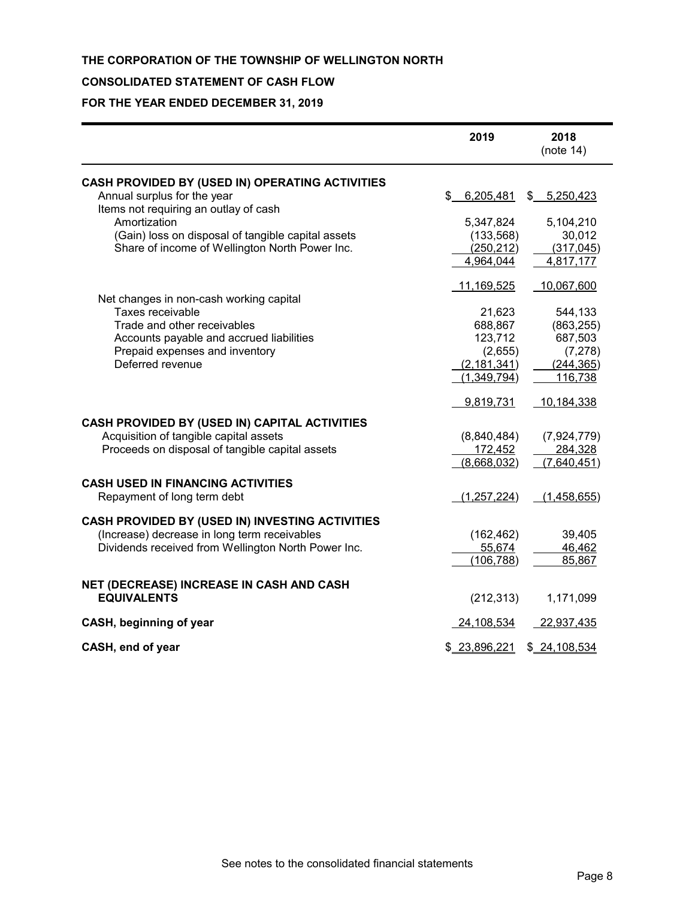**THE CORPORATION OF THE TOWNSHIP OF WELLINGTON NORTH**

**CONSOLIDATED STATEMENT OF CASH FLOW**

**FOR THE YEAR ENDED DECEMBER 31, 2019**

| | **2019** | **2018** (note 14) |
|---|---|---|
| **CASH PROVIDED BY (USED IN) OPERATING ACTIVITIES** | | |
| Annual surplus for the year | $ 6,205,481 | $ 5,250,423 |
| Items not requiring an outlay of cash | | |
| Amortization | 5,347,824 | 5,104,210 |
| (Gain) loss on disposal of tangible capital assets | (133,568) | 30,012 |
| Share of income of Wellington North Power Inc. | (250,212) | (317,045) |
| | 4,964,044 | 4,817,177 |
| | 11,169,525 | 10,067,600 |
| Net changes in non-cash working capital | | |
| Taxes receivable | 21,623 | 544,133 |
| Trade and other receivables | 688,867 | (863,255) |
| Accounts payable and accrued liabilities | 123,712 | 687,503 |
| Prepaid expenses and inventory | (2,655) | (7,278) |
| Deferred revenue | (2,181,341) | (244,365) |
| | (1,349,794) | 116,738 |
| | 9,819,731 | 10,184,338 |
| **CASH PROVIDED BY (USED IN) CAPITAL ACTIVITIES** | | |
| Acquisition of tangible capital assets | (8,840,484) | (7,924,779) |
| Proceeds on disposal of tangible capital assets | 172,452 | 284,328 |
| | (8,668,032) | (7,640,451) |
| **CASH USED IN FINANCING ACTIVITIES** | | |
| Repayment of long term debt | (1,257,224) | (1,458,655) |
| **CASH PROVIDED BY (USED IN) INVESTING ACTIVITIES** | | |
| (Increase) decrease in long term receivables | (162,462) | 39,405 |
| Dividends received from Wellington North Power Inc. | 55,674 | 46,462 |
| | (106,788) | 85,867 |
| **NET (DECREASE) INCREASE IN CASH AND CASH EQUIVALENTS** | (212,313) | 1,171,099 |
| **CASH, beginning of year** | 24,108,534 | 22,937,435 |
| **CASH, end of year** | $ 23,896,221 | $ 24,108,534 |

See notes to the consolidated financial statements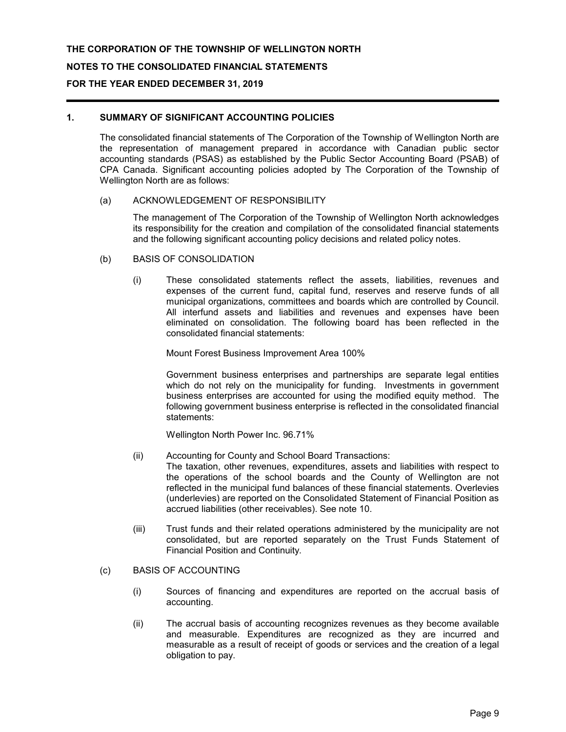**THE CORPORATION OF THE TOWNSHIP OF WELLINGTON NORTH**

**NOTES TO THE CONSOLIDATED FINANCIAL STATEMENTS**

**FOR THE YEAR ENDED DECEMBER 31, 2019**

## 1. SUMMARY OF SIGNIFICANT ACCOUNTING POLICIES

The consolidated financial statements of The Corporation of the Township of Wellington North are the representation of management prepared in accordance with Canadian public sector accounting standards (PSAS) as established by the Public Sector Accounting Board (PSAB) of CPA Canada. Significant accounting policies adopted by The Corporation of the Township of Wellington North are as follows:

(a) ACKNOWLEDGEMENT OF RESPONSIBILITY

The management of The Corporation of the Township of Wellington North acknowledges its responsibility for the creation and compilation of the consolidated financial statements and the following significant accounting policy decisions and related policy notes.

(b) BASIS OF CONSOLIDATION

(i) These consolidated statements reflect the assets, liabilities, revenues and expenses of the current fund, capital fund, reserves and reserve funds of all municipal organizations, committees and boards which are controlled by Council. All interfund assets and liabilities and revenues and expenses have been eliminated on consolidation. The following board has been reflected in the consolidated financial statements:

Mount Forest Business Improvement Area 100%

Government business enterprises and partnerships are separate legal entities which do not rely on the municipality for funding. Investments in government business enterprises are accounted for using the modified equity method. The following government business enterprise is reflected in the consolidated financial statements:

Wellington North Power Inc. 96.71%

(ii) Accounting for County and School Board Transactions:
The taxation, other revenues, expenditures, assets and liabilities with respect to the operations of the school boards and the County of Wellington are not reflected in the municipal fund balances of these financial statements. Overlevies (underlevies) are reported on the Consolidated Statement of Financial Position as accrued liabilities (other receivables). See note 10.

(iii) Trust funds and their related operations administered by the municipality are not consolidated, but are reported separately on the Trust Funds Statement of Financial Position and Continuity.

(c) BASIS OF ACCOUNTING

(i) Sources of financing and expenditures are reported on the accrual basis of accounting.

(ii) The accrual basis of accounting recognizes revenues as they become available and measurable. Expenditures are recognized as they are incurred and measurable as a result of receipt of goods or services and the creation of a legal obligation to pay.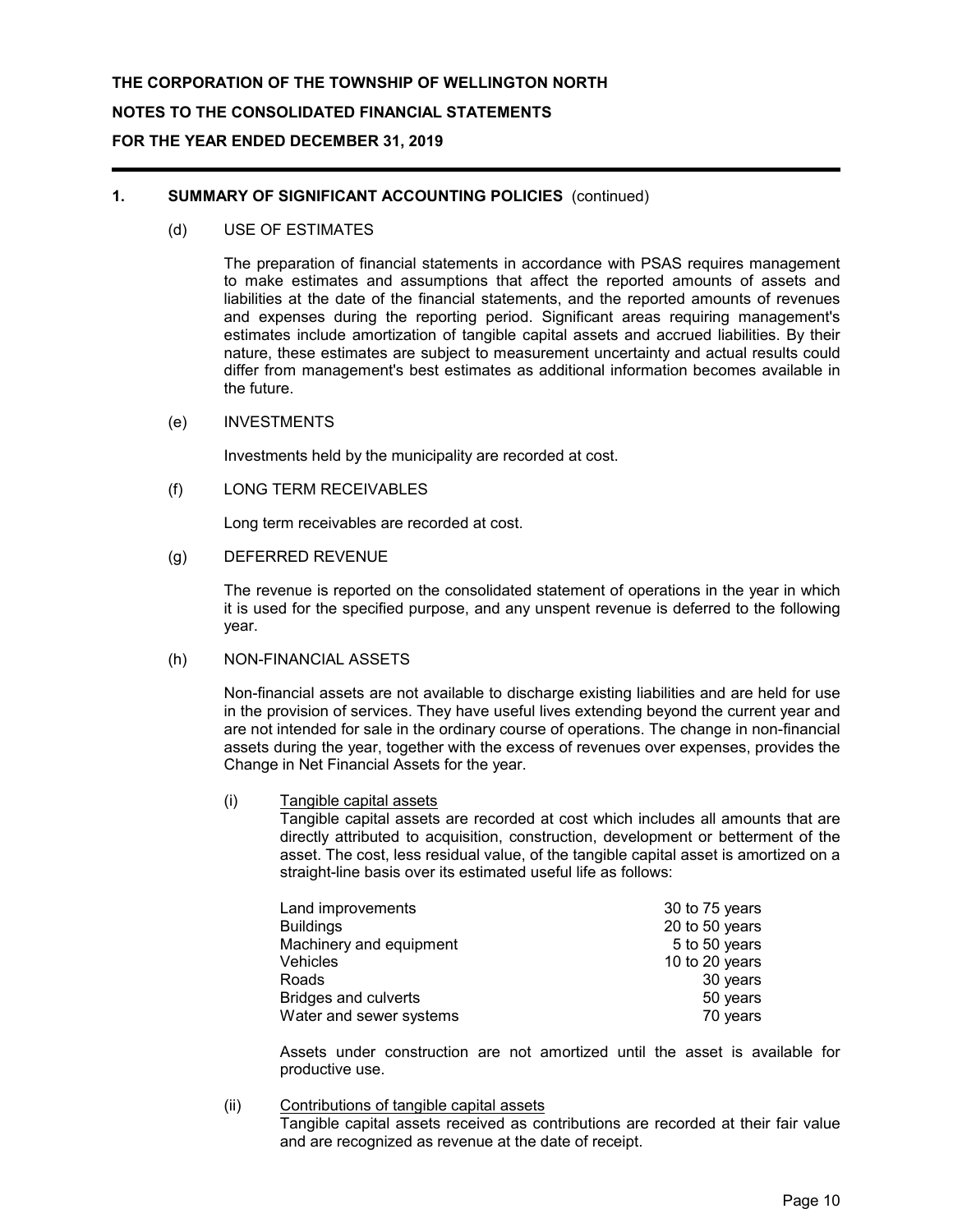**THE CORPORATION OF THE TOWNSHIP OF WELLINGTON NORTH**

**NOTES TO THE CONSOLIDATED FINANCIAL STATEMENTS**

**FOR THE YEAR ENDED DECEMBER 31, 2019**

## 1. SUMMARY OF SIGNIFICANT ACCOUNTING POLICIES (continued)

### (d) USE OF ESTIMATES

The preparation of financial statements in accordance with PSAS requires management to make estimates and assumptions that affect the reported amounts of assets and liabilities at the date of the financial statements, and the reported amounts of revenues and expenses during the reporting period. Significant areas requiring management's estimates include amortization of tangible capital assets and accrued liabilities. By their nature, these estimates are subject to measurement uncertainty and actual results could differ from management's best estimates as additional information becomes available in the future.

### (e) INVESTMENTS

Investments held by the municipality are recorded at cost.

### (f) LONG TERM RECEIVABLES

Long term receivables are recorded at cost.

### (g) DEFERRED REVENUE

The revenue is reported on the consolidated statement of operations in the year in which it is used for the specified purpose, and any unspent revenue is deferred to the following year.

### (h) NON-FINANCIAL ASSETS

Non-financial assets are not available to discharge existing liabilities and are held for use in the provision of services. They have useful lives extending beyond the current year and are not intended for sale in the ordinary course of operations. The change in non-financial assets during the year, together with the excess of revenues over expenses, provides the Change in Net Financial Assets for the year.

(i) Tangible capital assets

Tangible capital assets are recorded at cost which includes all amounts that are directly attributed to acquisition, construction, development or betterment of the asset. The cost, less residual value, of the tangible capital asset is amortized on a straight-line basis over its estimated useful life as follows:

| | |
|---|---|
| Land improvements | 30 to 75 years |
| Buildings | 20 to 50 years |
| Machinery and equipment | 5 to 50 years |
| Vehicles | 10 to 20 years |
| Roads | 30 years |
| Bridges and culverts | 50 years |
| Water and sewer systems | 70 years |

Assets under construction are not amortized until the asset is available for productive use.

(ii) Contributions of tangible capital assets

Tangible capital assets received as contributions are recorded at their fair value and are recognized as revenue at the date of receipt.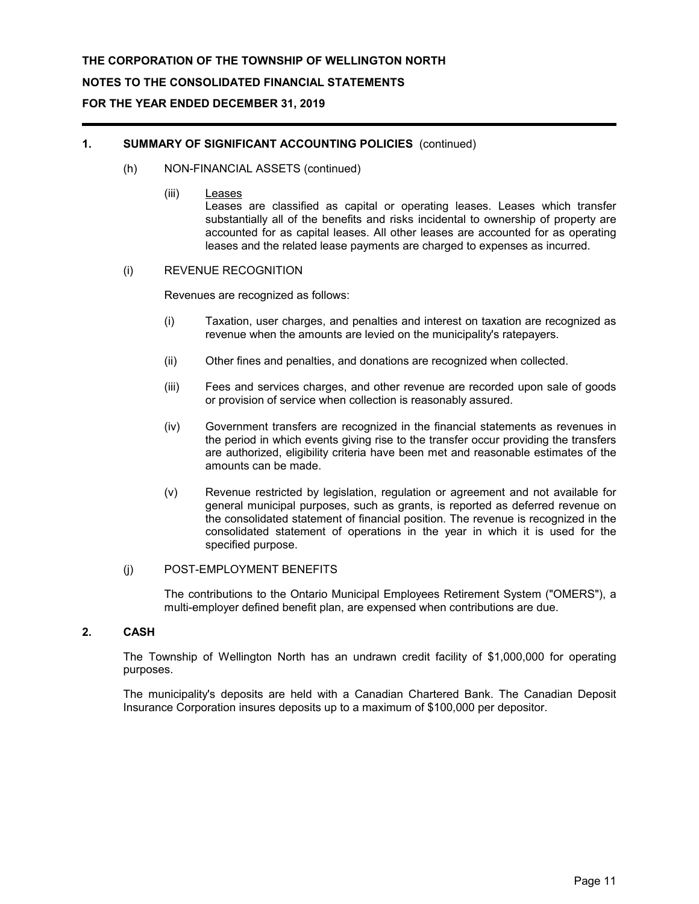## 1. SUMMARY OF SIGNIFICANT ACCOUNTING POLICIES (continued)

### (h) NON-FINANCIAL ASSETS (continued)

(iii) Leases

Leases are classified as capital or operating leases. Leases which transfer substantially all of the benefits and risks incidental to ownership of property are accounted for as capital leases. All other leases are accounted for as operating leases and the related lease payments are charged to expenses as incurred.

### (i) REVENUE RECOGNITION

Revenues are recognized as follows:

(i) Taxation, user charges, and penalties and interest on taxation are recognized as revenue when the amounts are levied on the municipality's ratepayers.

(ii) Other fines and penalties, and donations are recognized when collected.

(iii) Fees and services charges, and other revenue are recorded upon sale of goods or provision of service when collection is reasonably assured.

(iv) Government transfers are recognized in the financial statements as revenues in the period in which events giving rise to the transfer occur providing the transfers are authorized, eligibility criteria have been met and reasonable estimates of the amounts can be made.

(v) Revenue restricted by legislation, regulation or agreement and not available for general municipal purposes, such as grants, is reported as deferred revenue on the consolidated statement of financial position. The revenue is recognized in the consolidated statement of operations in the year in which it is used for the specified purpose.

### (j) POST-EMPLOYMENT BENEFITS

The contributions to the Ontario Municipal Employees Retirement System ("OMERS"), a multi-employer defined benefit plan, are expensed when contributions are due.

## 2. CASH

The Township of Wellington North has an undrawn credit facility of $1,000,000 for operating purposes.

The municipality's deposits are held with a Canadian Chartered Bank. The Canadian Deposit Insurance Corporation insures deposits up to a maximum of $100,000 per depositor.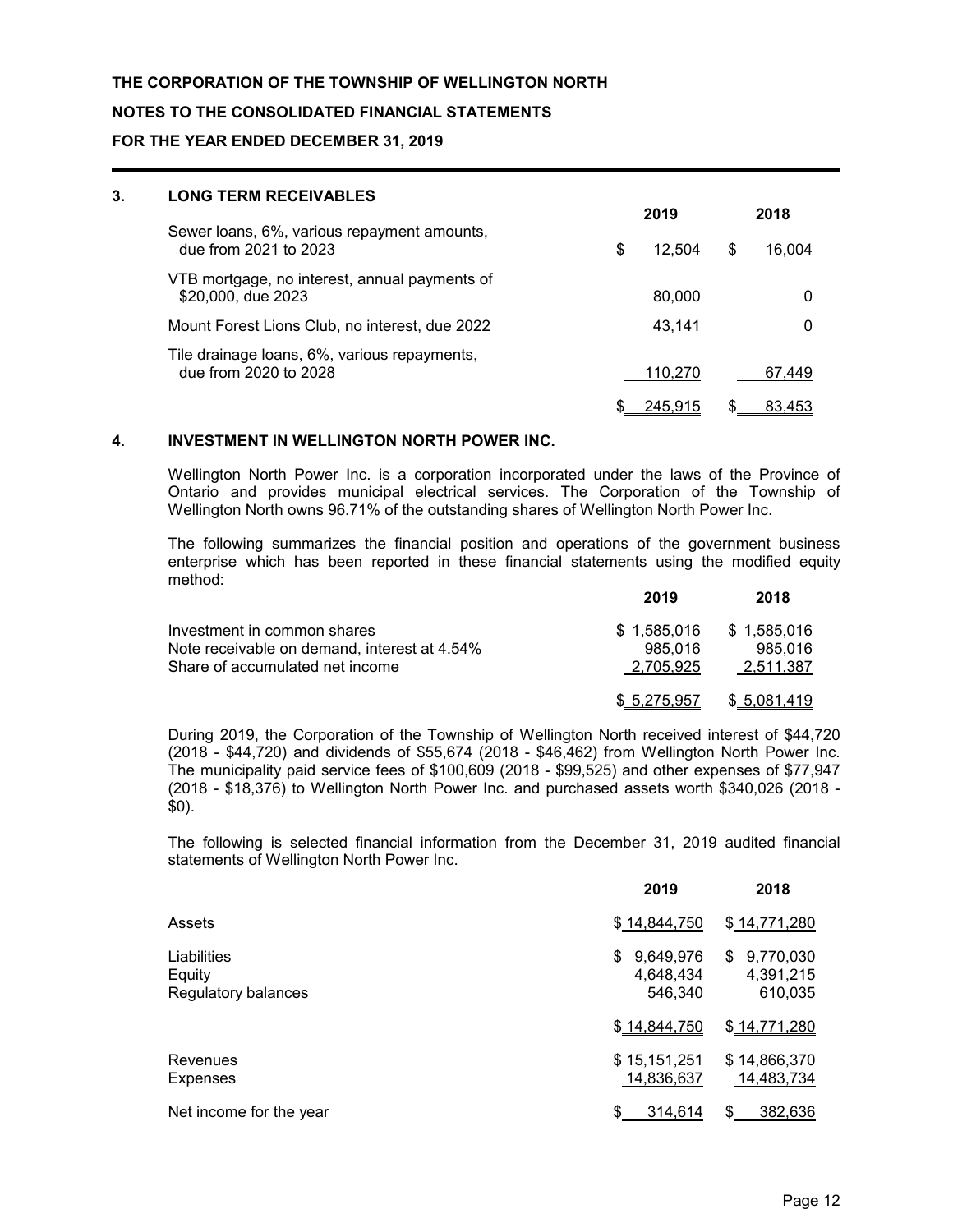**THE CORPORATION OF THE TOWNSHIP OF WELLINGTON NORTH**

**NOTES TO THE CONSOLIDATED FINANCIAL STATEMENTS**

**FOR THE YEAR ENDED DECEMBER 31, 2019**

## 3. LONG TERM RECEIVABLES

| | 2019 | 2018 |
|---|---|---|
| Sewer loans, 6%, various repayment amounts, due from 2021 to 2023 | $ 12,504 | $ 16,004 |
| VTB mortgage, no interest, annual payments of $20,000, due 2023 | 80,000 | 0 |
| Mount Forest Lions Club, no interest, due 2022 | 43,141 | 0 |
| Tile drainage loans, 6%, various repayments, due from 2020 to 2028 | 110,270 | 67,449 |
| | $ 245,915 | $ 83,453 |

## 4. INVESTMENT IN WELLINGTON NORTH POWER INC.

Wellington North Power Inc. is a corporation incorporated under the laws of the Province of Ontario and provides municipal electrical services. The Corporation of the Township of Wellington North owns 96.71% of the outstanding shares of Wellington North Power Inc.

The following summarizes the financial position and operations of the government business enterprise which has been reported in these financial statements using the modified equity method:

| | 2019 | 2018 |
|---|---|---|
| Investment in common shares | $ 1,585,016 | $ 1,585,016 |
| Note receivable on demand, interest at 4.54% | 985,016 | 985,016 |
| Share of accumulated net income | 2,705,925 | 2,511,387 |
| | $ 5,275,957 | $ 5,081,419 |

During 2019, the Corporation of the Township of Wellington North received interest of $44,720 (2018 - $44,720) and dividends of $55,674 (2018 - $46,462) from Wellington North Power Inc. The municipality paid service fees of $100,609 (2018 - $99,525) and other expenses of $77,947 (2018 - $18,376) to Wellington North Power Inc. and purchased assets worth $340,026 (2018 - $0).

The following is selected financial information from the December 31, 2019 audited financial statements of Wellington North Power Inc.

| | 2019 | 2018 |
|---|---|---|
| Assets | $ 14,844,750 | $ 14,771,280 |
| Liabilities | $ 9,649,976 | $ 9,770,030 |
| Equity | 4,648,434 | 4,391,215 |
| Regulatory balances | 546,340 | 610,035 |
| | $ 14,844,750 | $ 14,771,280 |
| Revenues | $ 15,151,251 | $ 14,866,370 |
| Expenses | 14,836,637 | 14,483,734 |
| Net income for the year | $ 314,614 | $ 382,636 |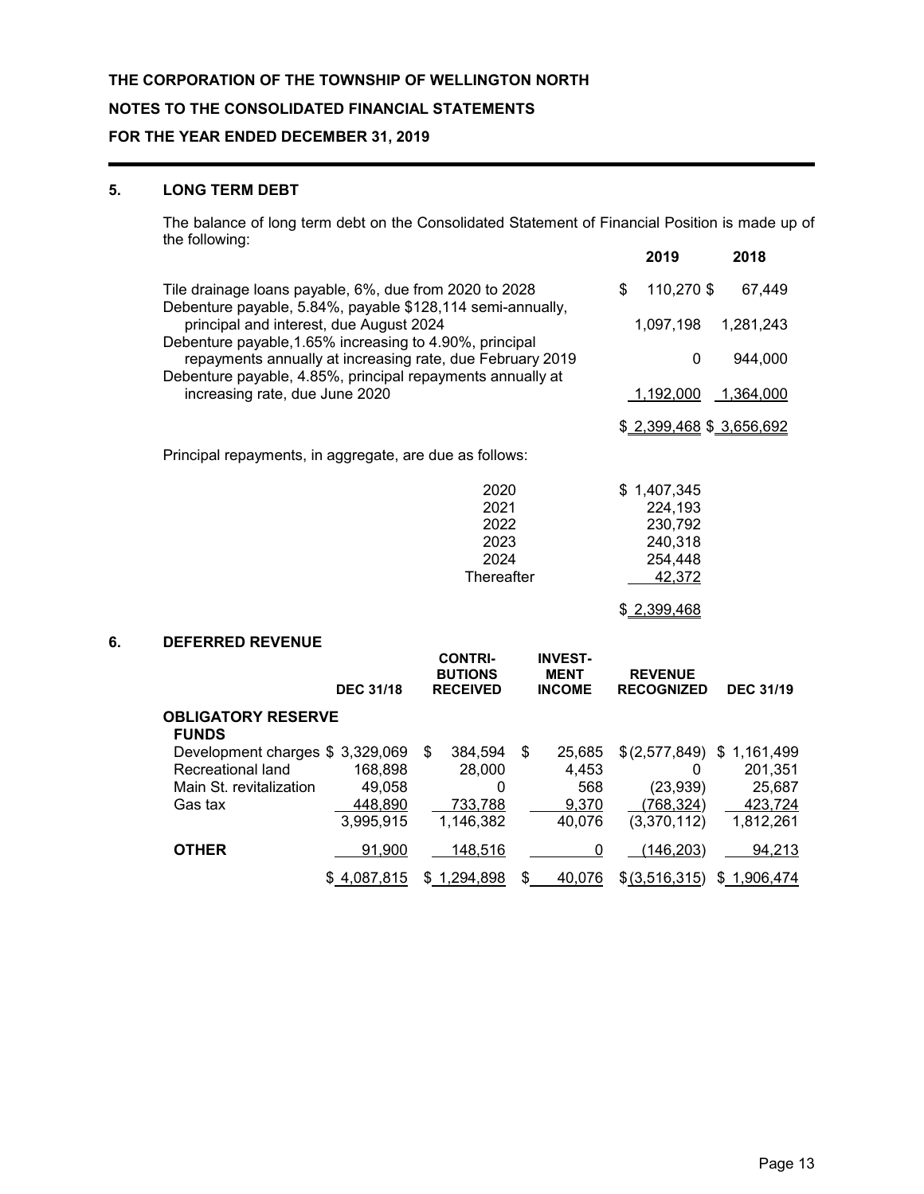THE CORPORATION OF THE TOWNSHIP OF WELLINGTON NORTH

NOTES TO THE CONSOLIDATED FINANCIAL STATEMENTS

FOR THE YEAR ENDED DECEMBER 31, 2019

## 5. LONG TERM DEBT

The balance of long term debt on the Consolidated Statement of Financial Position is made up of the following:

| | 2019 | 2018 |
|---|---|---|
| Tile drainage loans payable, 6%, due from 2020 to 2028 | $ 110,270 | $ 67,449 |
| Debenture payable, 5.84%, payable $128,114 semi-annually, principal and interest, due August 2024 | 1,097,198 | 1,281,243 |
| Debenture payable, 1.65% increasing to 4.90%, principal repayments annually at increasing rate, due February 2019 | 0 | 944,000 |
| Debenture payable, 4.85%, principal repayments annually at increasing rate, due June 2020 | 1,192,000 | 1,364,000 |
| | $ 2,399,468 | $ 3,656,692 |

Principal repayments, in aggregate, are due as follows:

| | |
|---|---|
| 2020 | $ 1,407,345 |
| 2021 | 224,193 |
| 2022 | 230,792 |
| 2023 | 240,318 |
| 2024 | 254,448 |
| Thereafter | 42,372 |
| | $ 2,399,468 |

## 6. DEFERRED REVENUE

| | DEC 31/18 | CONTRIBUTIONS RECEIVED | INVESTMENT INCOME | REVENUE RECOGNIZED | DEC 31/19 |
|---|---|---|---|---|---|
| **OBLIGATORY RESERVE FUNDS** | | | | | |
| Development charges | $ 3,329,069 | $ 384,594 | $ 25,685 | $ (2,577,849) | $ 1,161,499 |
| Recreational land | 168,898 | 28,000 | 4,453 | 0 | 201,351 |
| Main St. revitalization | 49,058 | 0 | 568 | (23,939) | 25,687 |
| Gas tax | 448,890 | 733,788 | 9,370 | (768,324) | 423,724 |
| | 3,995,915 | 1,146,382 | 40,076 | (3,370,112) | 1,812,261 |
| **OTHER** | 91,900 | 148,516 | 0 | (146,203) | 94,213 |
| | $ 4,087,815 | $ 1,294,898 | $ 40,076 | $ (3,516,315) | $ 1,906,474 |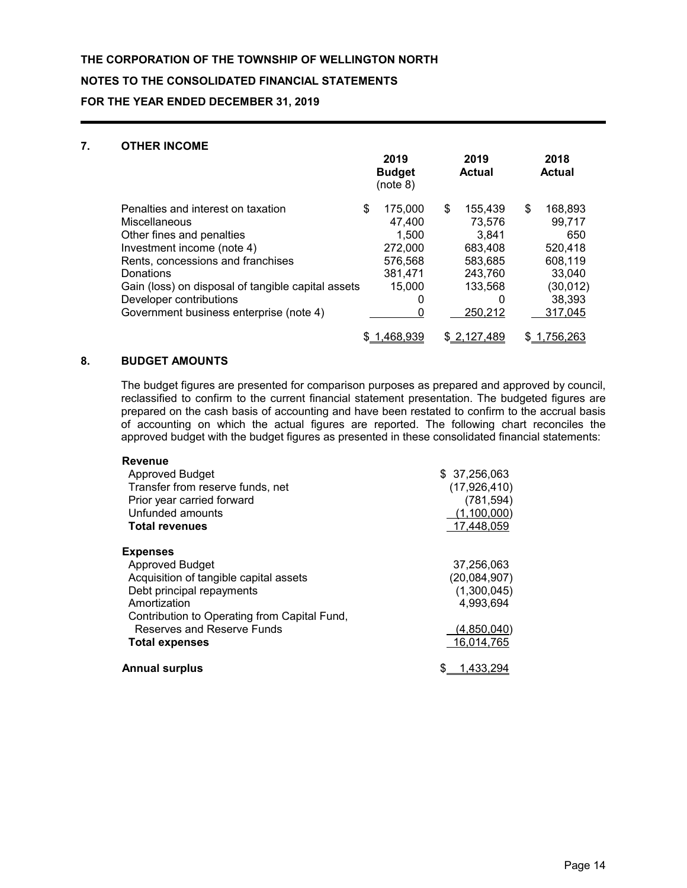**THE CORPORATION OF THE TOWNSHIP OF WELLINGTON NORTH**

**NOTES TO THE CONSOLIDATED FINANCIAL STATEMENTS**

**FOR THE YEAR ENDED DECEMBER 31, 2019**

## 7. OTHER INCOME

| | 2019 Budget (note 8) | 2019 Actual | 2018 Actual |
|---|---|---|---|
| Penalties and interest on taxation | $ 175,000 | $ 155,439 | $ 168,893 |
| Miscellaneous | 47,400 | 73,576 | 99,717 |
| Other fines and penalties | 1,500 | 3,841 | 650 |
| Investment income (note 4) | 272,000 | 683,408 | 520,418 |
| Rents, concessions and franchises | 576,568 | 583,685 | 608,119 |
| Donations | 381,471 | 243,760 | 33,040 |
| Gain (loss) on disposal of tangible capital assets | 15,000 | 133,568 | (30,012) |
| Developer contributions | 0 | 0 | 38,393 |
| Government business enterprise (note 4) | 0 | 250,212 | 317,045 |
| | $ 1,468,939 | $ 2,127,489 | $ 1,756,263 |

## 8. BUDGET AMOUNTS

The budget figures are presented for comparison purposes as prepared and approved by council, reclassified to confirm to the current financial statement presentation. The budgeted figures are prepared on the cash basis of accounting and have been restated to confirm to the accrual basis of accounting on which the actual figures are reported. The following chart reconciles the approved budget with the budget figures as presented in these consolidated financial statements:

| | |
|---|---|
| **Revenue** | |
| Approved Budget | $ 37,256,063 |
| Transfer from reserve funds, net | (17,926,410) |
| Prior year carried forward | (781,594) |
| Unfunded amounts | (1,100,000) |
| **Total revenues** | 17,448,059 |
| **Expenses** | |
| Approved Budget | 37,256,063 |
| Acquisition of tangible capital assets | (20,084,907) |
| Debt principal repayments | (1,300,045) |
| Amortization | 4,993,694 |
| Contribution to Operating from Capital Fund, Reserves and Reserve Funds | (4,850,040) |
| **Total expenses** | 16,014,765 |
| **Annual surplus** | $ 1,433,294 |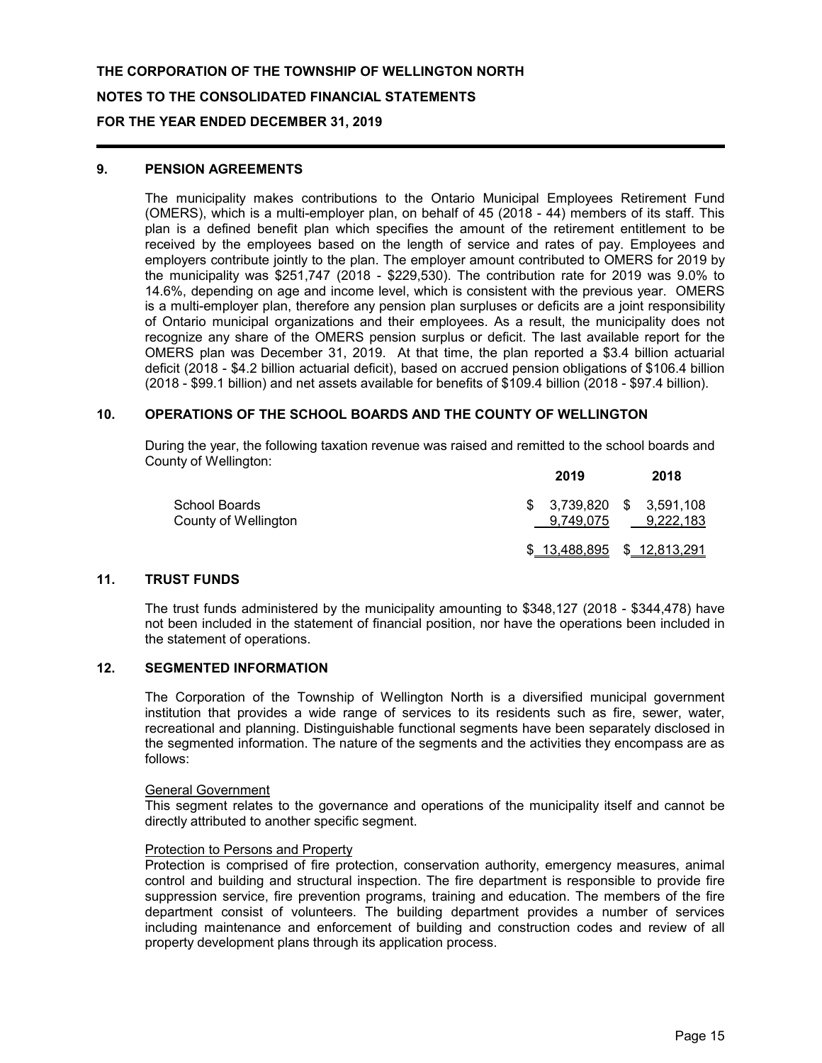**THE CORPORATION OF THE TOWNSHIP OF WELLINGTON NORTH**

**NOTES TO THE CONSOLIDATED FINANCIAL STATEMENTS**

**FOR THE YEAR ENDED DECEMBER 31, 2019**

## 9. PENSION AGREEMENTS

The municipality makes contributions to the Ontario Municipal Employees Retirement Fund (OMERS), which is a multi-employer plan, on behalf of 45 (2018 - 44) members of its staff. This plan is a defined benefit plan which specifies the amount of the retirement entitlement to be received by the employees based on the length of service and rates of pay. Employees and employers contribute jointly to the plan. The employer amount contributed to OMERS for 2019 by the municipality was $251,747 (2018 - $229,530). The contribution rate for 2019 was 9.0% to 14.6%, depending on age and income level, which is consistent with the previous year. OMERS is a multi-employer plan, therefore any pension plan surpluses or deficits are a joint responsibility of Ontario municipal organizations and their employees. As a result, the municipality does not recognize any share of the OMERS pension surplus or deficit. The last available report for the OMERS plan was December 31, 2019. At that time, the plan reported a $3.4 billion actuarial deficit (2018 - $4.2 billion actuarial deficit), based on accrued pension obligations of $106.4 billion (2018 - $99.1 billion) and net assets available for benefits of $109.4 billion (2018 - $97.4 billion).

## 10. OPERATIONS OF THE SCHOOL BOARDS AND THE COUNTY OF WELLINGTON

During the year, the following taxation revenue was raised and remitted to the school boards and County of Wellington:

| | 2019 | 2018 |
|---|---|---|
| School Boards | $ 3,739,820 | $ 3,591,108 |
| County of Wellington | 9,749,075 | 9,222,183 |
| | $ 13,488,895 | $ 12,813,291 |

## 11. TRUST FUNDS

The trust funds administered by the municipality amounting to $348,127 (2018 - $344,478) have not been included in the statement of financial position, nor have the operations been included in the statement of operations.

## 12. SEGMENTED INFORMATION

The Corporation of the Township of Wellington North is a diversified municipal government institution that provides a wide range of services to its residents such as fire, sewer, water, recreational and planning. Distinguishable functional segments have been separately disclosed in the segmented information. The nature of the segments and the activities they encompass are as follows:

General Government

This segment relates to the governance and operations of the municipality itself and cannot be directly attributed to another specific segment.

Protection to Persons and Property

Protection is comprised of fire protection, conservation authority, emergency measures, animal control and building and structural inspection. The fire department is responsible to provide fire suppression service, fire prevention programs, training and education. The members of the fire department consist of volunteers. The building department provides a number of services including maintenance and enforcement of building and construction codes and review of all property development plans through its application process.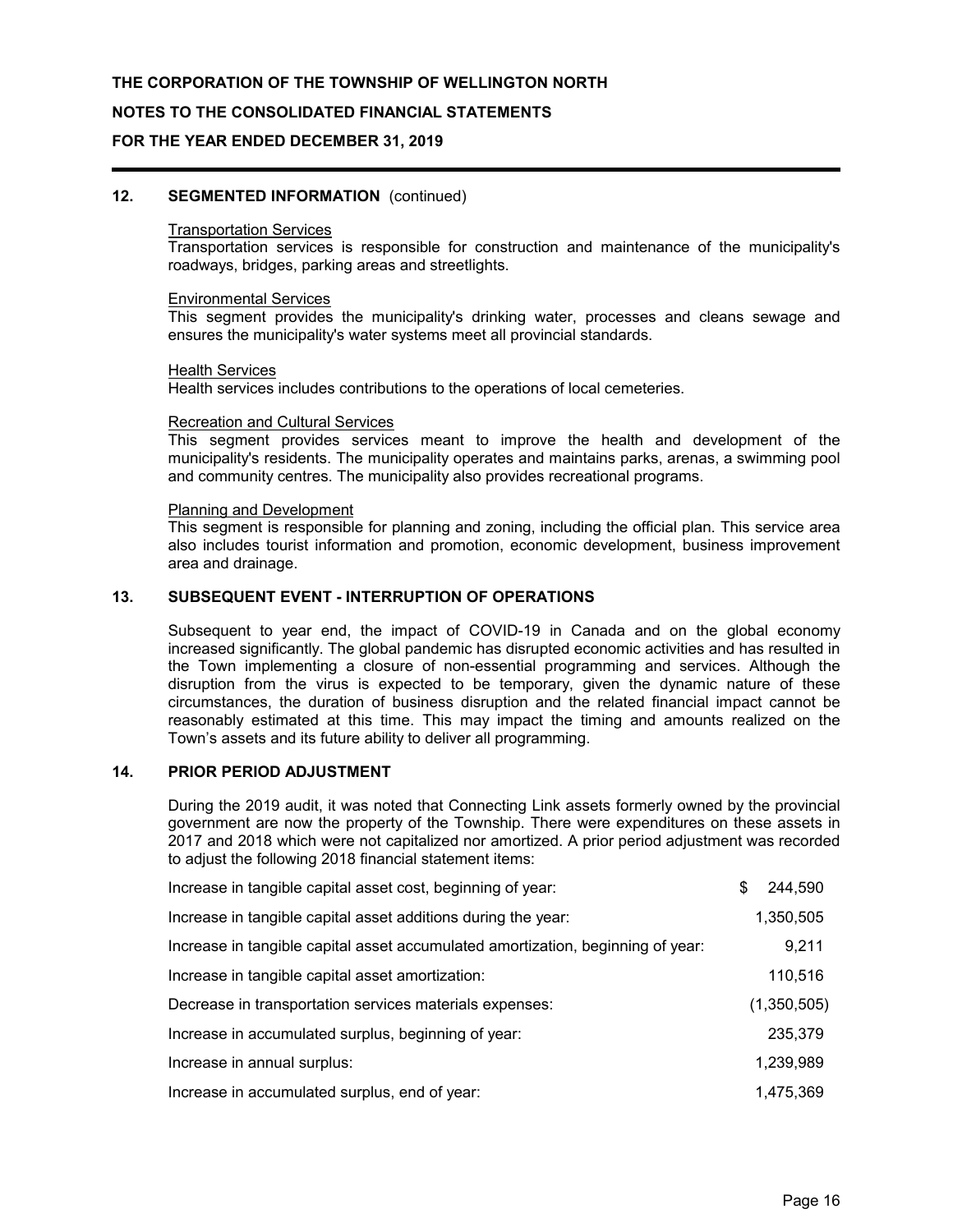## 12. SEGMENTED INFORMATION (continued)

Transportation Services
Transportation services is responsible for construction and maintenance of the municipality's roadways, bridges, parking areas and streetlights.

Environmental Services
This segment provides the municipality's drinking water, processes and cleans sewage and ensures the municipality's water systems meet all provincial standards.

Health Services
Health services includes contributions to the operations of local cemeteries.

Recreation and Cultural Services
This segment provides services meant to improve the health and development of the municipality's residents. The municipality operates and maintains parks, arenas, a swimming pool and community centres. The municipality also provides recreational programs.

Planning and Development
This segment is responsible for planning and zoning, including the official plan. This service area also includes tourist information and promotion, economic development, business improvement area and drainage.

## 13. SUBSEQUENT EVENT - INTERRUPTION OF OPERATIONS

Subsequent to year end, the impact of COVID-19 in Canada and on the global economy increased significantly. The global pandemic has disrupted economic activities and has resulted in the Town implementing a closure of non-essential programming and services. Although the disruption from the virus is expected to be temporary, given the dynamic nature of these circumstances, the duration of business disruption and the related financial impact cannot be reasonably estimated at this time. This may impact the timing and amounts realized on the Town's assets and its future ability to deliver all programming.

## 14. PRIOR PERIOD ADJUSTMENT

During the 2019 audit, it was noted that Connecting Link assets formerly owned by the provincial government are now the property of the Township. There were expenditures on these assets in 2017 and 2018 which were not capitalized nor amortized. A prior period adjustment was recorded to adjust the following 2018 financial statement items:

| | |
|---|---|
| Increase in tangible capital asset cost, beginning of year: | $ 244,590 |
| Increase in tangible capital asset additions during the year: | 1,350,505 |
| Increase in tangible capital asset accumulated amortization, beginning of year: | 9,211 |
| Increase in tangible capital asset amortization: | 110,516 |
| Decrease in transportation services materials expenses: | (1,350,505) |
| Increase in accumulated surplus, beginning of year: | 235,379 |
| Increase in annual surplus: | 1,239,989 |
| Increase in accumulated surplus, end of year: | 1,475,369 |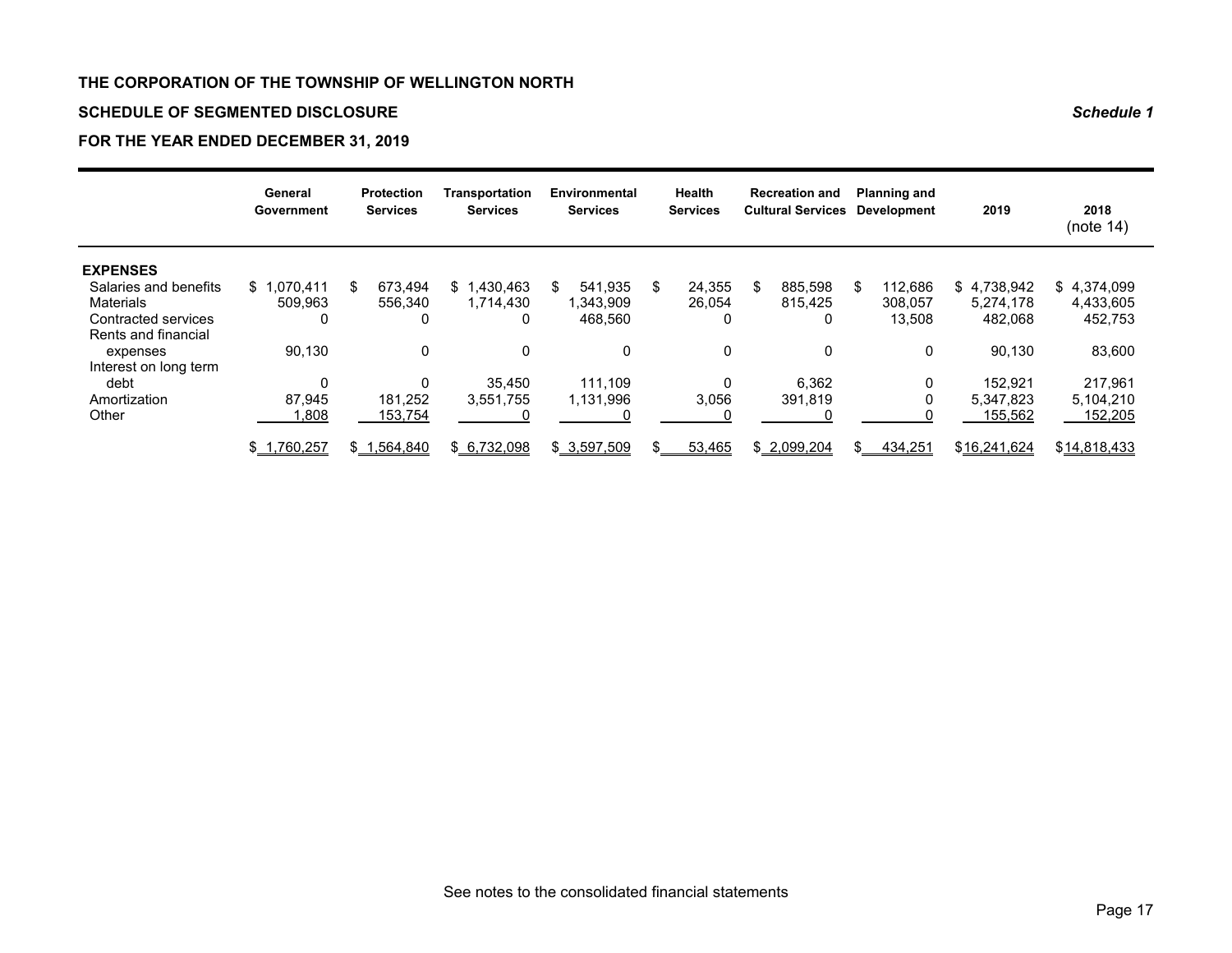**THE CORPORATION OF THE TOWNSHIP OF WELLINGTON NORTH**

**SCHEDULE OF SEGMENTED DISCLOSURE** ***Schedule 1***

**FOR THE YEAR ENDED DECEMBER 31, 2019**

| | General Government | Protection Services | Transportation Services | Environmental Services | Health Services | Recreation and Cultural Services | Planning and Development | 2019 | 2018 (note 14) |
|---|---|---|---|---|---|---|---|---|---|
| **EXPENSES** | | | | | | | | | |
| Salaries and benefits | $ 1,070,411 | $ 673,494 | $ 1,430,463 | $ 541,935 | $ 24,355 | $ 885,598 | $ 112,686 | $ 4,738,942 | $ 4,374,099 |
| Materials | 509,963 | 556,340 | 1,714,430 | 1,343,909 | 26,054 | 815,425 | 308,057 | 5,274,178 | 4,433,605 |
| Contracted services | 0 | 0 | 0 | 468,560 | 0 | 0 | 13,508 | 482,068 | 452,753 |
| Rents and financial expenses | 90,130 | 0 | 0 | 0 | 0 | 0 | 0 | 90,130 | 83,600 |
| Interest on long term debt | 0 | 0 | 35,450 | 111,109 | 0 | 6,362 | 0 | 152,921 | 217,961 |
| Amortization | 87,945 | 181,252 | 3,551,755 | 1,131,996 | 3,056 | 391,819 | 0 | 5,347,823 | 5,104,210 |
| Other | 1,808 | 153,754 | 0 | 0 | 0 | 0 | 0 | 155,562 | 152,205 |
| | $ 1,760,257 | $ 1,564,840 | $ 6,732,098 | $ 3,597,509 | $ 53,465 | $ 2,099,204 | $ 434,251 | $16,241,624 | $14,818,433 |

See notes to the consolidated financial statements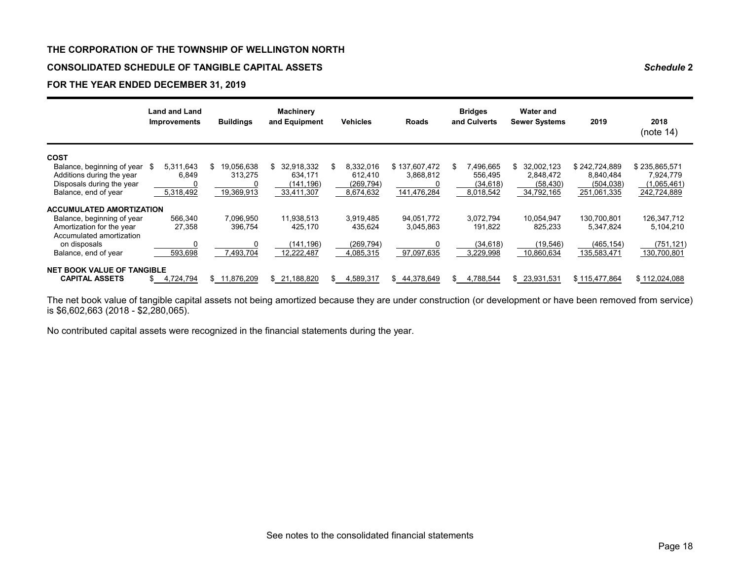**THE CORPORATION OF THE TOWNSHIP OF WELLINGTON NORTH**

**CONSOLIDATED SCHEDULE OF TANGIBLE CAPITAL ASSETS** ***Schedule 2***

**FOR THE YEAR ENDED DECEMBER 31, 2019**

| | Land and Land Improvements | Buildings | Machinery and Equipment | Vehicles | Roads | Bridges and Culverts | Water and Sewer Systems | 2019 | 2018 (note 14) |
|---|---|---|---|---|---|---|---|---|---|
| **COST** | | | | | | | | | |
| Balance, beginning of year | $ 5,311,643 | $ 19,056,638 | $ 32,918,332 | $ 8,332,016 | $ 137,607,472 | $ 7,496,665 | $ 32,002,123 | $ 242,724,889 | $ 235,865,571 |
| Additions during the year | 6,849 | 313,275 | 634,171 | 612,410 | 3,868,812 | 556,495 | 2,848,472 | 8,840,484 | 7,924,779 |
| Disposals during the year | 0 | 0 | (141,196) | (269,794) | 0 | (34,618) | (58,430) | (504,038) | (1,065,461) |
| Balance, end of year | 5,318,492 | 19,369,913 | 33,411,307 | 8,674,632 | 141,476,284 | 8,018,542 | 34,792,165 | 251,061,335 | 242,724,889 |
| **ACCUMULATED AMORTIZATION** | | | | | | | | | |
| Balance, beginning of year | 566,340 | 7,096,950 | 11,938,513 | 3,919,485 | 94,051,772 | 3,072,794 | 10,054,947 | 130,700,801 | 126,347,712 |
| Amortization for the year | 27,358 | 396,754 | 425,170 | 435,624 | 3,045,863 | 191,822 | 825,233 | 5,347,824 | 5,104,210 |
| Accumulated amortization on disposals | 0 | 0 | (141,196) | (269,794) | 0 | (34,618) | (19,546) | (465,154) | (751,121) |
| Balance, end of year | 593,698 | 7,493,704 | 12,222,487 | 4,085,315 | 97,097,635 | 3,229,998 | 10,860,634 | 135,583,471 | 130,700,801 |
| **NET BOOK VALUE OF TANGIBLE CAPITAL ASSETS** | $ 4,724,794 | $ 11,876,209 | $ 21,188,820 | $ 4,589,317 | $ 44,378,649 | $ 4,788,544 | $ 23,931,531 | $ 115,477,864 | $ 112,024,088 |

The net book value of tangible capital assets not being amortized because they are under construction (or development or have been removed from service) is $6,602,663 (2018 - $2,280,065).

No contributed capital assets were recognized in the financial statements during the year.

See notes to the consolidated financial statements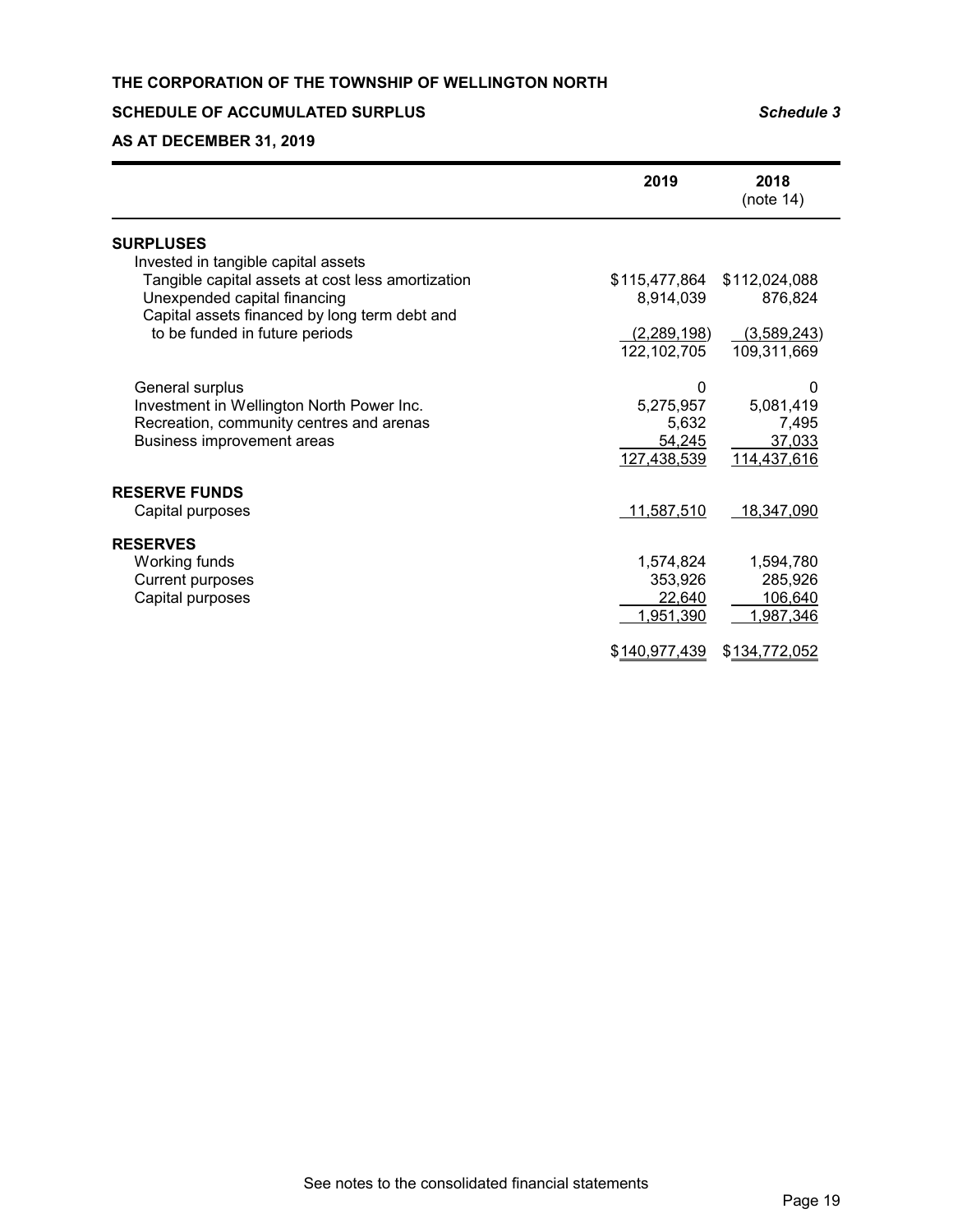**THE CORPORATION OF THE TOWNSHIP OF WELLINGTON NORTH**

**SCHEDULE OF ACCUMULATED SURPLUS** *Schedule 3*

**AS AT DECEMBER 31, 2019**

| | 2019 | 2018 (note 14) |
|---|---|---|
| **SURPLUSES** | | |
| Invested in tangible capital assets | | |
| Tangible capital assets at cost less amortization | $115,477,864 | $112,024,088 |
| Unexpended capital financing | 8,914,039 | 876,824 |
| Capital assets financed by long term debt and to be funded in future periods | (2,289,198) | (3,589,243) |
| | 122,102,705 | 109,311,669 |
| General surplus | 0 | 0 |
| Investment in Wellington North Power Inc. | 5,275,957 | 5,081,419 |
| Recreation, community centres and arenas | 5,632 | 7,495 |
| Business improvement areas | 54,245 | 37,033 |
| | 127,438,539 | 114,437,616 |
| **RESERVE FUNDS** | | |
| Capital purposes | 11,587,510 | 18,347,090 |
| **RESERVES** | | |
| Working funds | 1,574,824 | 1,594,780 |
| Current purposes | 353,926 | 285,926 |
| Capital purposes | 22,640 | 106,640 |
| | 1,951,390 | 1,987,346 |
| | $140,977,439 | $134,772,052 |

See notes to the consolidated financial statements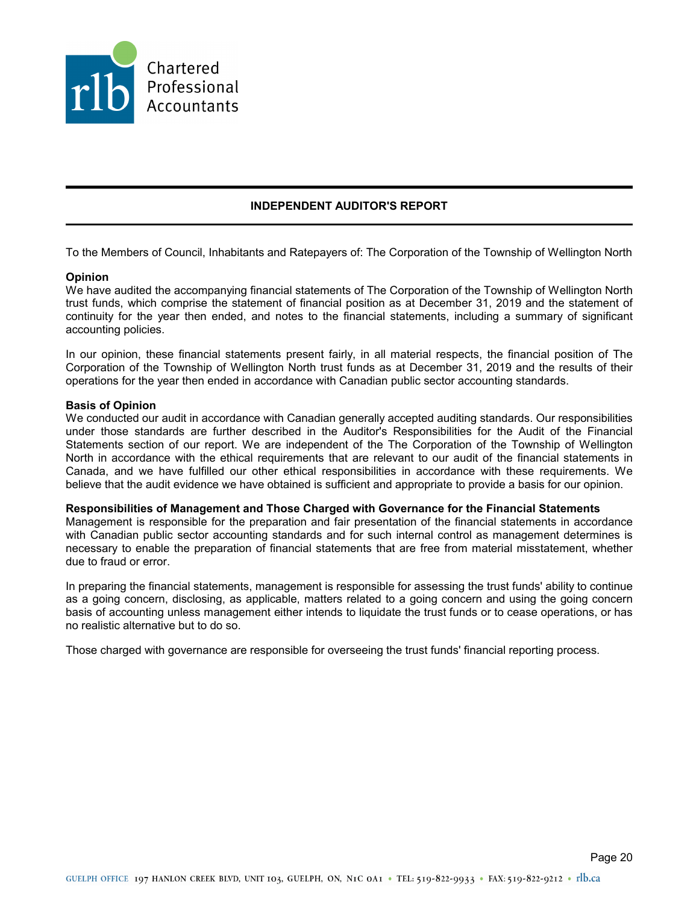Chartered Professional Accountants

## INDEPENDENT AUDITOR'S REPORT

To the Members of Council, Inhabitants and Ratepayers of: The Corporation of the Township of Wellington North

**Opinion**

We have audited the accompanying financial statements of The Corporation of the Township of Wellington North trust funds, which comprise the statement of financial position as at December 31, 2019 and the statement of continuity for the year then ended, and notes to the financial statements, including a summary of significant accounting policies.

In our opinion, these financial statements present fairly, in all material respects, the financial position of The Corporation of the Township of Wellington North trust funds as at December 31, 2019 and the results of their operations for the year then ended in accordance with Canadian public sector accounting standards.

**Basis of Opinion**

We conducted our audit in accordance with Canadian generally accepted auditing standards. Our responsibilities under those standards are further described in the Auditor's Responsibilities for the Audit of the Financial Statements section of our report. We are independent of the The Corporation of the Township of Wellington North in accordance with the ethical requirements that are relevant to our audit of the financial statements in Canada, and we have fulfilled our other ethical responsibilities in accordance with these requirements. We believe that the audit evidence we have obtained is sufficient and appropriate to provide a basis for our opinion.

**Responsibilities of Management and Those Charged with Governance for the Financial Statements**

Management is responsible for the preparation and fair presentation of the financial statements in accordance with Canadian public sector accounting standards and for such internal control as management determines is necessary to enable the preparation of financial statements that are free from material misstatement, whether due to fraud or error.

In preparing the financial statements, management is responsible for assessing the trust funds' ability to continue as a going concern, disclosing, as applicable, matters related to a going concern and using the going concern basis of accounting unless management either intends to liquidate the trust funds or to cease operations, or has no realistic alternative but to do so.

Those charged with governance are responsible for overseeing the trust funds' financial reporting process.

GUELPH OFFICE 197 HANLON CREEK BLVD, UNIT 103, GUELPH, ON, N1C 0A1 • TEL: 519-822-9933 • FAX: 519-822-9212 • rlb.ca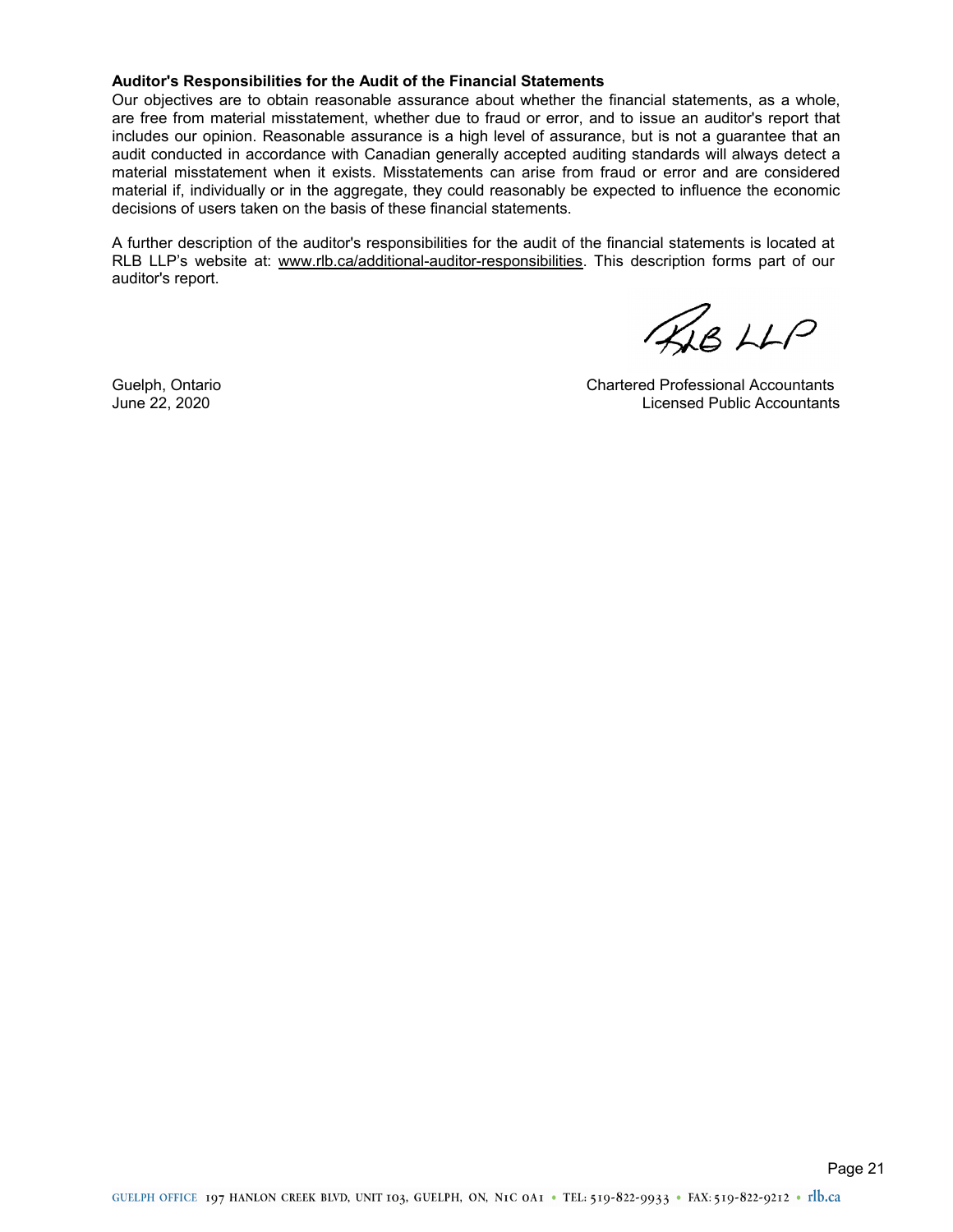**Auditor's Responsibilities for the Audit of the Financial Statements**

Our objectives are to obtain reasonable assurance about whether the financial statements, as a whole, are free from material misstatement, whether due to fraud or error, and to issue an auditor's report that includes our opinion. Reasonable assurance is a high level of assurance, but is not a guarantee that an audit conducted in accordance with Canadian generally accepted auditing standards will always detect a material misstatement when it exists. Misstatements can arise from fraud or error and are considered material if, individually or in the aggregate, they could reasonably be expected to influence the economic decisions of users taken on the basis of these financial statements.

A further description of the auditor's responsibilities for the audit of the financial statements is located at RLB LLP's website at: www.rlb.ca/additional-auditor-responsibilities. This description forms part of our auditor's report.

RLB LLP

Guelph, Ontario
June 22, 2020

Chartered Professional Accountants
Licensed Public Accountants

GUELPH OFFICE 197 HANLON CREEK BLVD, UNIT 103, GUELPH, ON, N1C 0A1 • TEL: 519-822-9933 • FAX: 519-822-9212 • rlb.ca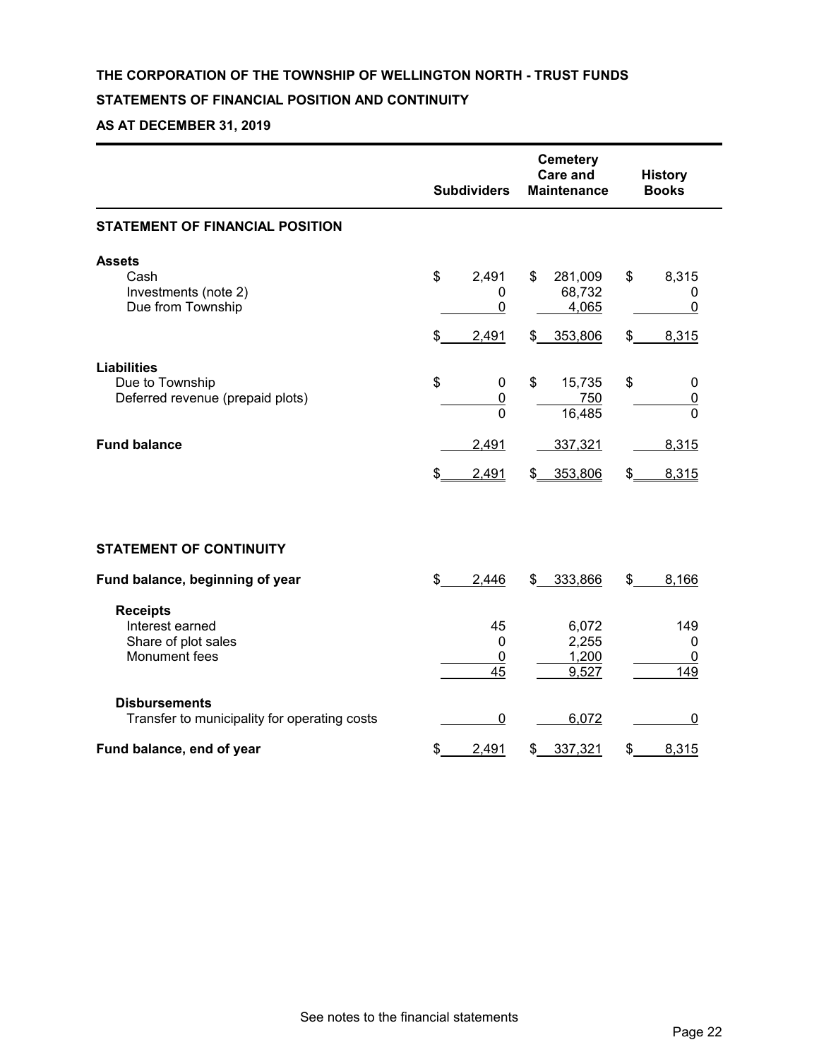# THE CORPORATION OF THE TOWNSHIP OF WELLINGTON NORTH - TRUST FUNDS

## STATEMENTS OF FINANCIAL POSITION AND CONTINUITY

### AS AT DECEMBER 31, 2019

| | Subdividers | Cemetery Care and Maintenance | History Books |
|---|---|---|---|
| **STATEMENT OF FINANCIAL POSITION** | | | |
| **Assets** | | | |
| Cash | $ 2,491 | $ 281,009 | $ 8,315 |
| Investments (note 2) | 0 | 68,732 | 0 |
| Due from Township | 0 | 4,065 | 0 |
| | $ 2,491 | $ 353,806 | $ 8,315 |
| **Liabilities** | | | |
| Due to Township | $ 0 | $ 15,735 | $ 0 |
| Deferred revenue (prepaid plots) | 0 | 750 | 0 |
| | 0 | 16,485 | 0 |
| **Fund balance** | 2,491 | 337,321 | 8,315 |
| | $ 2,491 | $ 353,806 | $ 8,315 |

| | Subdividers | Cemetery Care and Maintenance | History Books |
|---|---|---|---|
| **STATEMENT OF CONTINUITY** | | | |
| **Fund balance, beginning of year** | $ 2,446 | $ 333,866 | $ 8,166 |
| **Receipts** | | | |
| Interest earned | 45 | 6,072 | 149 |
| Share of plot sales | 0 | 2,255 | 0 |
| Monument fees | 0 | 1,200 | 0 |
| | 45 | 9,527 | 149 |
| **Disbursements** | | | |
| Transfer to municipality for operating costs | 0 | 6,072 | 0 |
| **Fund balance, end of year** | $ 2,491 | $ 337,321 | $ 8,315 |

See notes to the financial statements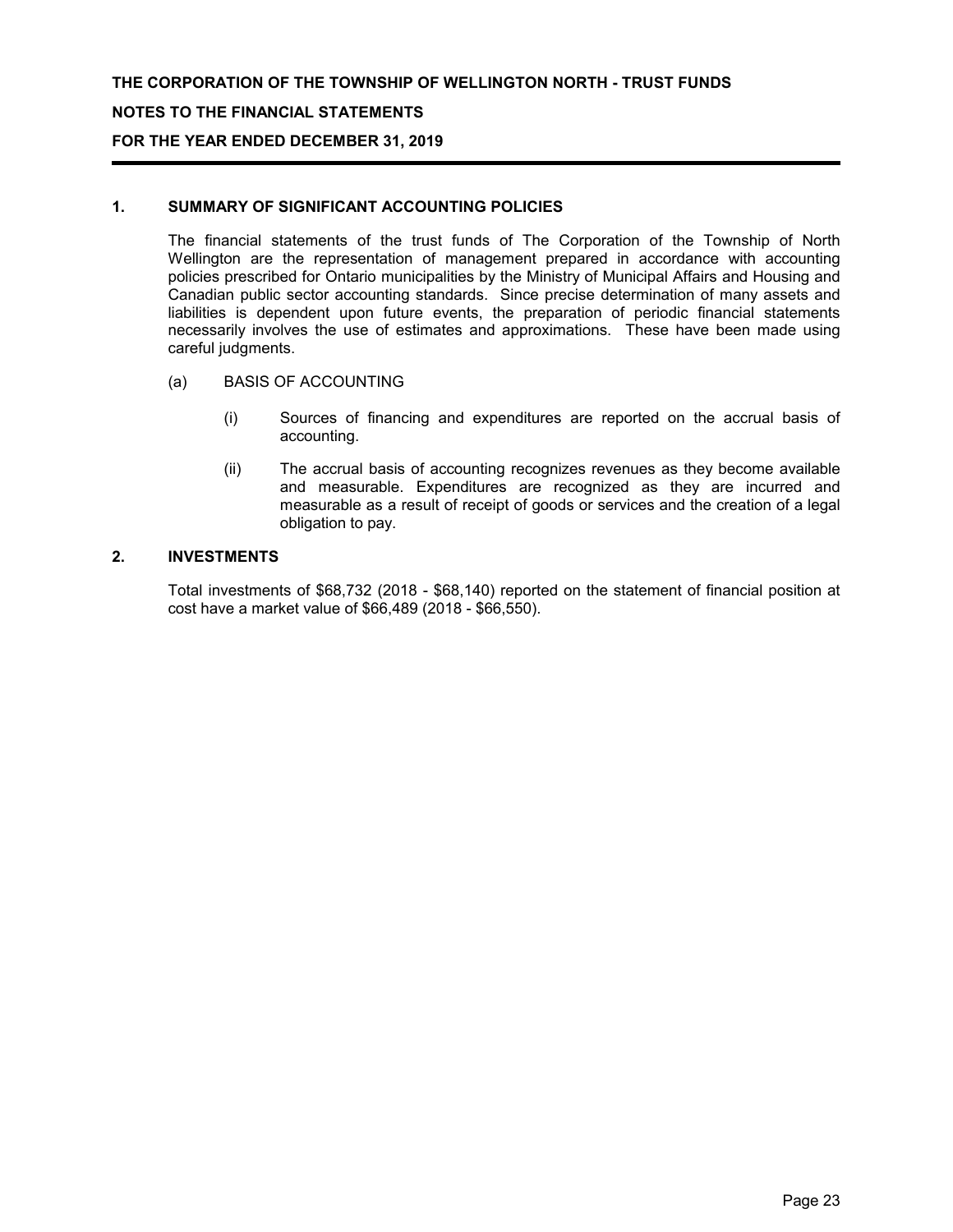**THE CORPORATION OF THE TOWNSHIP OF WELLINGTON NORTH - TRUST FUNDS**

**NOTES TO THE FINANCIAL STATEMENTS**

**FOR THE YEAR ENDED DECEMBER 31, 2019**

## 1. SUMMARY OF SIGNIFICANT ACCOUNTING POLICIES

The financial statements of the trust funds of The Corporation of the Township of North Wellington are the representation of management prepared in accordance with accounting policies prescribed for Ontario municipalities by the Ministry of Municipal Affairs and Housing and Canadian public sector accounting standards. Since precise determination of many assets and liabilities is dependent upon future events, the preparation of periodic financial statements necessarily involves the use of estimates and approximations. These have been made using careful judgments.

(a) BASIS OF ACCOUNTING

(i) Sources of financing and expenditures are reported on the accrual basis of accounting.

(ii) The accrual basis of accounting recognizes revenues as they become available and measurable. Expenditures are recognized as they are incurred and measurable as a result of receipt of goods or services and the creation of a legal obligation to pay.

## 2. INVESTMENTS

Total investments of $68,732 (2018 - $68,140) reported on the statement of financial position at cost have a market value of $66,489 (2018 - $66,550).